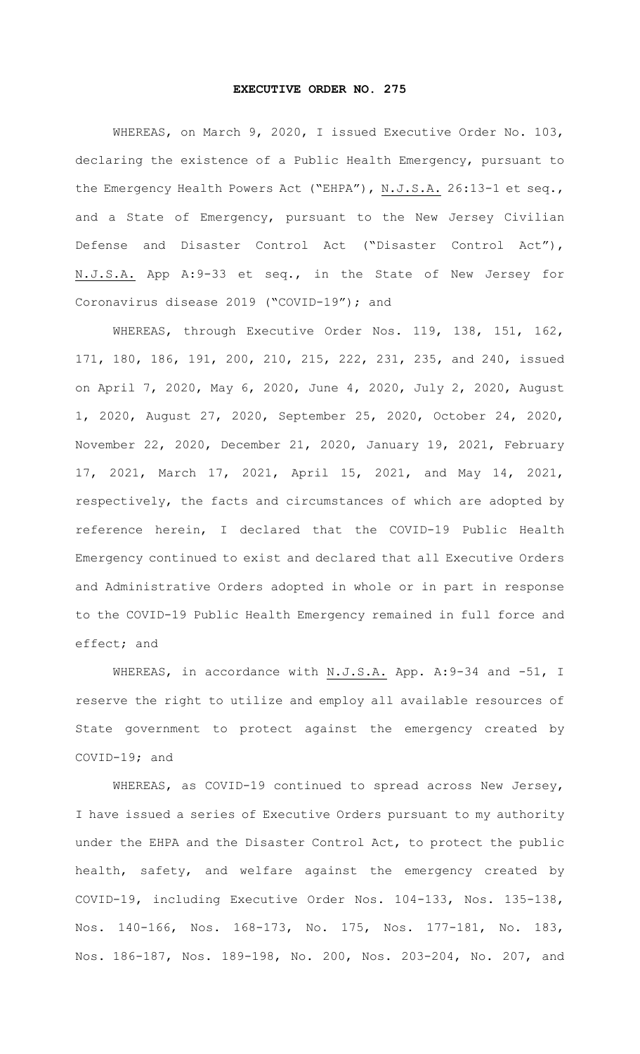# EXECUTIVE ORDER NO. 275

WHEREAS, on March 9, 2020, I issued Executive Order No. 103, declaring the existence of a Public Health Emergency, pursuant to the Emergency Health Powers Act ("EHPA"), N.J.S.A. 26:13-1 et seq., and a State of Emergency, pursuant to the New Jersey Civilian Defense and Disaster Control Act ("Disaster Control Act"), N.J.S.A. App A:9-33 et seq., in the State of New Jersey for Coronavirus disease 2019 ("COVID-19"); and

WHEREAS, through Executive Order Nos. 119, 138, 151, 162, 171, 180, 186, 191, 200, 210, 215, 222, 231, 235, and 240, issued on April 7, 2020, May 6, 2020, June 4, 2020, July 2, 2020, August 1, 2020, August 27, 2020, September 25, 2020, October 24, 2020, November 22, 2020, December 21, 2020, January 19, 2021, February 17, 2021, March 17, 2021, April 15, 2021, and May 14, 2021, respectively, the facts and circumstances of which are adopted by reference herein, I declared that the COVID-19 Public Health Emergency continued to exist and declared that all Executive Orders and Administrative Orders adopted in whole or in part in response to the COVID-19 Public Health Emergency remained in full force and effect; and

WHEREAS, in accordance with N.J.S.A. App. A:9-34 and -51, I reserve the right to utilize and employ all available resources of State government to protect against the emergency created by COVID-19; and

WHEREAS, as COVID-19 continued to spread across New Jersey, I have issued a series of Executive Orders pursuant to my authority under the EHPA and the Disaster Control Act, to protect the public health, safety, and welfare against the emergency created by COVID-19, including Executive Order Nos. 104-133, Nos. 135-138, Nos. 140-166, Nos. 168-173, No. 175, Nos. 177-181, No. 183, Nos. 186-187, Nos. 189-198, No. 200, Nos. 203-204, No. 207, and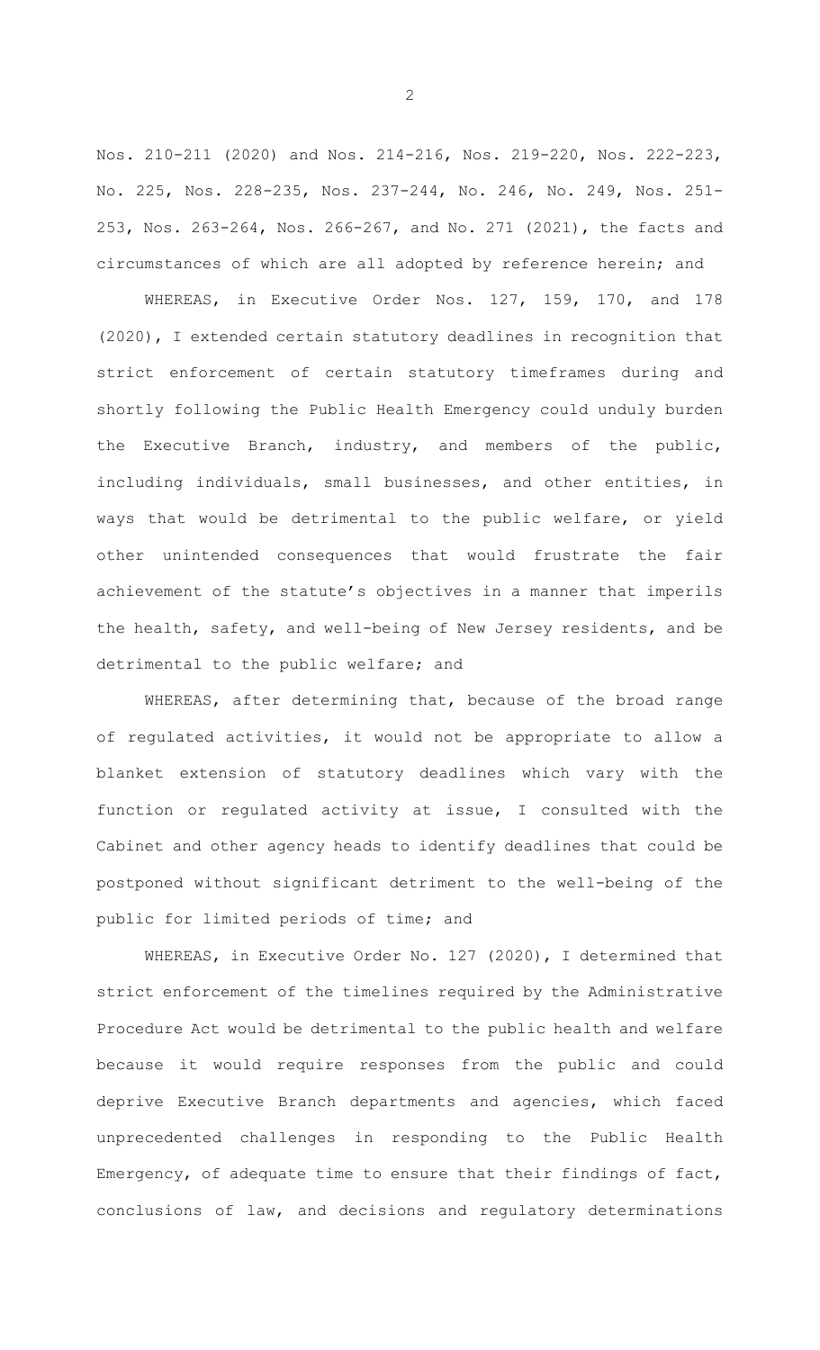Nos. 210-211 (2020) and Nos. 214-216, Nos. 219-220, Nos. 222-223, No. 225, Nos. 228-235, Nos. 237-244, No. 246, No. 249, Nos. 251-253, Nos. 263-264, Nos. 266-267, and No. 271 (2021), the facts and circumstances of which are all adopted by reference herein; and

WHEREAS, in Executive Order Nos. 127, 159, 170, and 178 (2020), I extended certain statutory deadlines in recognition that strict enforcement of certain statutory timeframes during and shortly following the Public Health Emergency could unduly burden the Executive Branch, industry, and members of the public, including individuals, small businesses, and other entities, in ways that would be detrimental to the public welfare, or yield other unintended consequences that would frustrate the fair achievement of the statute's objectives in a manner that imperils the health, safety, and well-being of New Jersey residents, and be detrimental to the public welfare; and

WHEREAS, after determining that, because of the broad range of regulated activities, it would not be appropriate to allow a blanket extension of statutory deadlines which vary with the function or regulated activity at issue, I consulted with the Cabinet and other agency heads to identify deadlines that could be postponed without significant detriment to the well-being of the public for limited periods of time; and

WHEREAS, in Executive Order No. 127 (2020), I determined that strict enforcement of the timelines required by the Administrative Procedure Act would be detrimental to the public health and welfare because it would require responses from the public and could deprive Executive Branch departments and agencies, which faced unprecedented challenges in responding to the Public Health Emergency, of adequate time to ensure that their findings of fact, conclusions of law, and decisions and regulatory determinations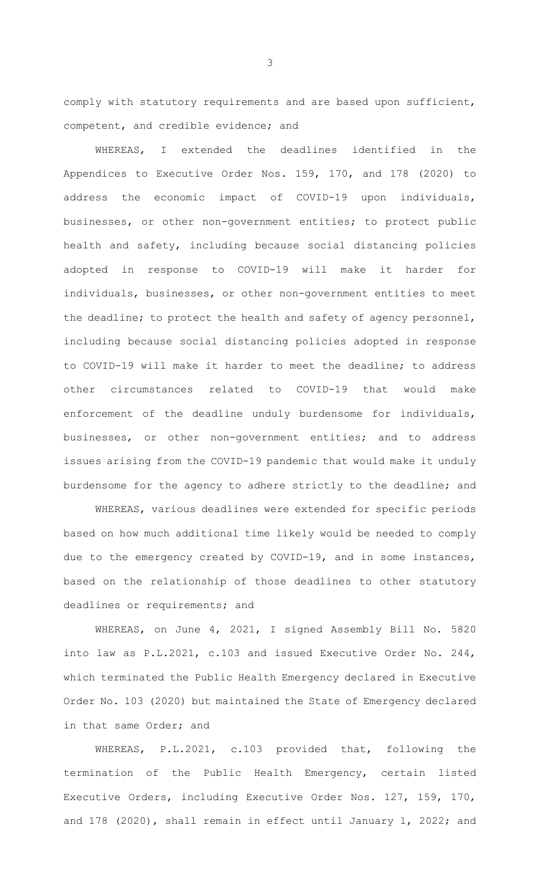comply with statutory requirements and are based upon sufficient, competent, and credible evidence; and

WHEREAS, I extended the deadlines identified in the Appendices to Executive Order Nos. 159, 170, and 178 (2020) to address the economic impact of COVID-19 upon individuals, businesses, or other non-government entities; to protect public health and safety, including because social distancing policies adopted in response to COVID-19 will make it harder for individuals, businesses, or other non-government entities to meet the deadline; to protect the health and safety of agency personnel, including because social distancing policies adopted in response to COVID-19 will make it harder to meet the deadline; to address other circumstances related to COVID-19 that would make enforcement of the deadline unduly burdensome for individuals, businesses, or other non-government entities; and to address issues arising from the COVID-19 pandemic that would make it unduly burdensome for the agency to adhere strictly to the deadline; and

WHEREAS, various deadlines were extended for specific periods based on how much additional time likely would be needed to comply due to the emergency created by COVID-19, and in some instances, based on the relationship of those deadlines to other statutory deadlines or requirements; and

WHEREAS, on June 4, 2021, I signed Assembly Bill No. 5820 into law as P.L.2021, c.103 and issued Executive Order No. 244, which terminated the Public Health Emergency declared in Executive Order No. 103 (2020) but maintained the State of Emergency declared in that same Order; and

WHEREAS, P.L.2021, c.103 provided that, following the termination of the Public Health Emergency, certain listed Executive Orders, including Executive Order Nos. 127, 159, 170, and 178 (2020), shall remain in effect until January 1, 2022; and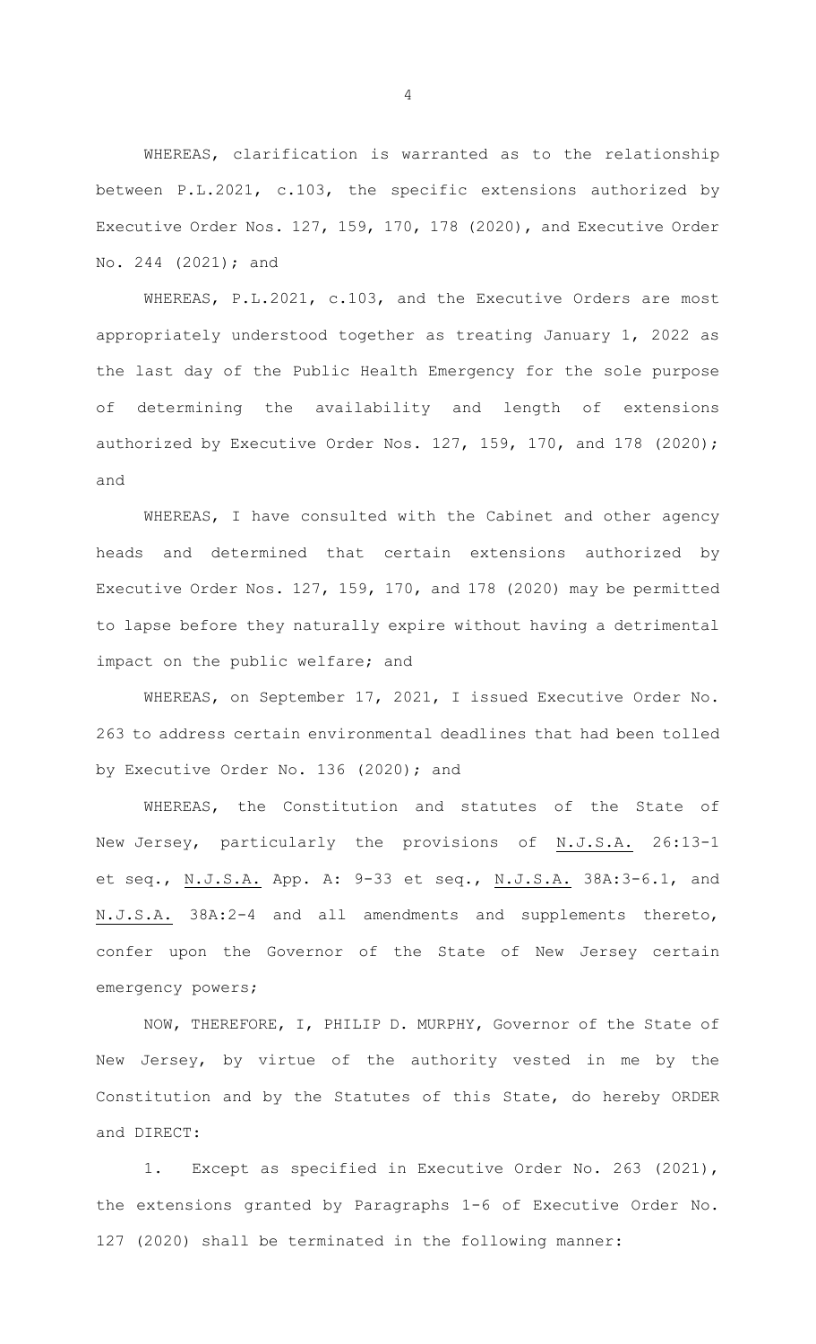WHEREAS, clarification is warranted as to the relationship between P.L.2021, c.103, the specific extensions authorized by Executive Order Nos. 127, 159, 170, 178 (2020), and Executive Order No. 244 (2021); and

WHEREAS, P.L.2021, c.103, and the Executive Orders are most appropriately understood together as treating January 1, 2022 as the last day of the Public Health Emergency for the sole purpose of determining the availability and length of extensions authorized by Executive Order Nos. 127, 159, 170, and 178 (2020); and

WHEREAS, I have consulted with the Cabinet and other agency heads and determined that certain extensions authorized by Executive Order Nos. 127, 159, 170, and 178 (2020) may be permitted to lapse before they naturally expire without having a detrimental impact on the public welfare; and

WHEREAS, on September 17, 2021, I issued Executive Order No. 263 to address certain environmental deadlines that had been tolled by Executive Order No. 136 (2020); and

WHEREAS, the Constitution and statutes of the State of New Jersey, particularly the provisions of N.J.S.A. 26:13-1 et seq., N.J.S.A. App. A: 9-33 et seq., N.J.S.A. 38A:3-6.1, and N.J.S.A. 38A:2-4 and all amendments and supplements thereto, confer upon the Governor of the State of New Jersey certain emergency powers;

NOW, THEREFORE, I, PHILIP D. MURPHY, Governor of the State of New Jersey, by virtue of the authority vested in me by the Constitution and by the Statutes of this State, do hereby ORDER and DIRECT:

1. Except as specified in Executive Order No. 263 (2021), the extensions granted by Paragraphs 1-6 of Executive Order No. 127 (2020) shall be terminated in the following manner: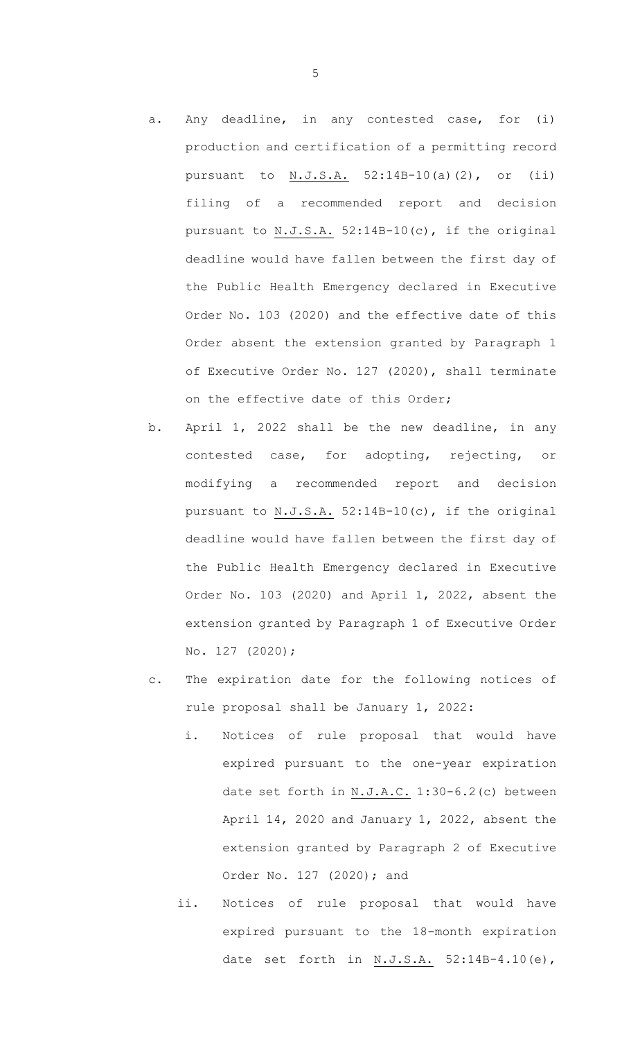a. Any deadline, in any contested case, for (i) production and certification of a permitting record pursuant to N.J.S.A. 52:14B-10(a)(2), or (ii) filing of a recommended report and decision pursuant to N.J.S.A. 52:14B-10(c), if the original deadline would have fallen between the first day of the Public Health Emergency declared in Executive Order No. 103 (2020) and the effective date of this Order absent the extension granted by Paragraph 1 of Executive Order No. 127 (2020), shall terminate on the effective date of this Order;

b. April 1, 2022 shall be the new deadline, in any contested case, for adopting, rejecting, or modifying a recommended report and decision pursuant to N.J.S.A. 52:14B-10(c), if the original deadline would have fallen between the first day of the Public Health Emergency declared in Executive Order No. 103 (2020) and April 1, 2022, absent the extension granted by Paragraph 1 of Executive Order No. 127 (2020);

c. The expiration date for the following notices of rule proposal shall be January 1, 2022:

   i. Notices of rule proposal that would have expired pursuant to the one-year expiration date set forth in N.J.A.C. 1:30-6.2(c) between April 14, 2020 and January 1, 2022, absent the extension granted by Paragraph 2 of Executive Order No. 127 (2020); and

   ii. Notices of rule proposal that would have expired pursuant to the 18-month expiration date set forth in N.J.S.A. 52:14B-4.10(e),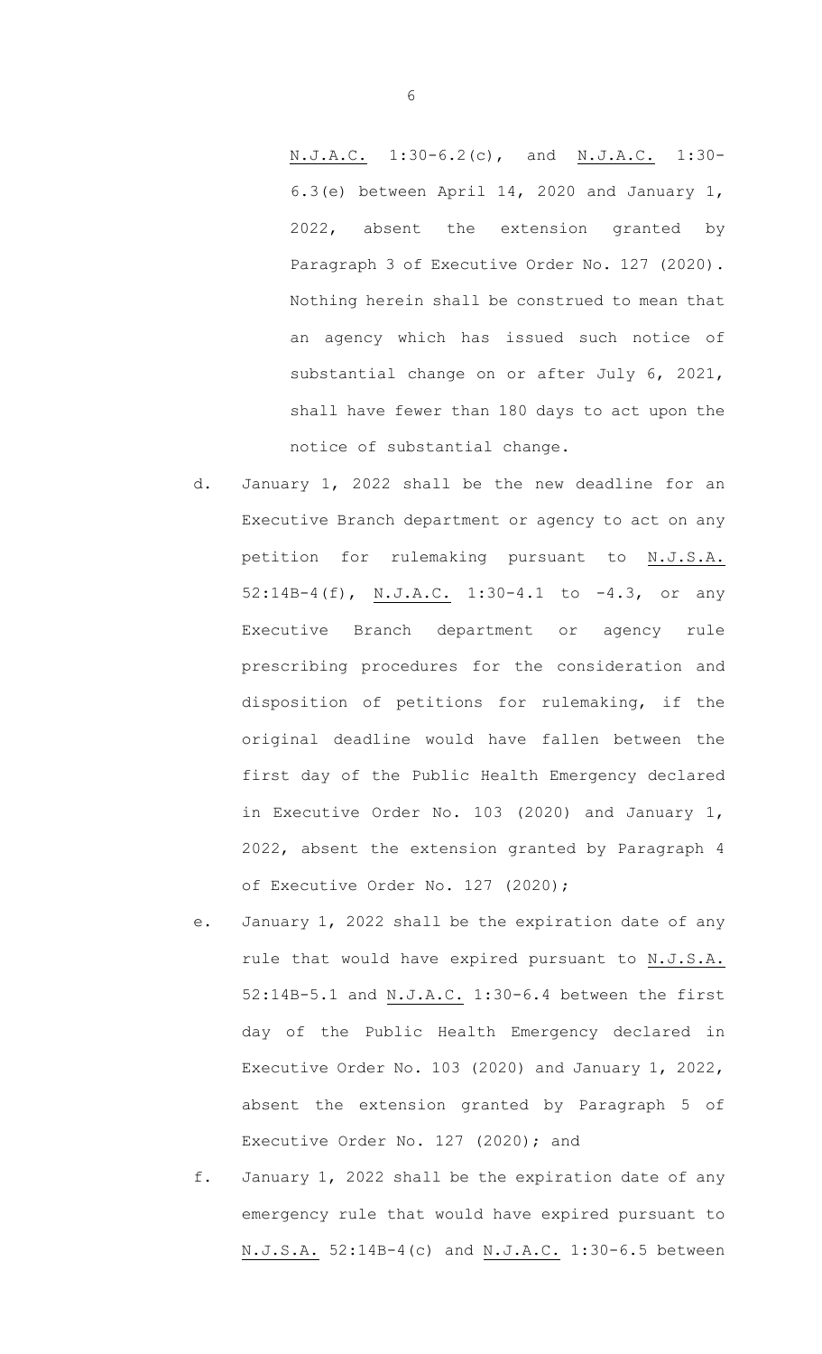N.J.A.C. 1:30-6.2(c), and N.J.A.C. 1:30-6.3(e) between April 14, 2020 and January 1, 2022, absent the extension granted by Paragraph 3 of Executive Order No. 127 (2020). Nothing herein shall be construed to mean that an agency which has issued such notice of substantial change on or after July 6, 2021, shall have fewer than 180 days to act upon the notice of substantial change.

d. January 1, 2022 shall be the new deadline for an Executive Branch department or agency to act on any petition for rulemaking pursuant to N.J.S.A. 52:14B-4(f), N.J.A.C. 1:30-4.1 to -4.3, or any Executive Branch department or agency rule prescribing procedures for the consideration and disposition of petitions for rulemaking, if the original deadline would have fallen between the first day of the Public Health Emergency declared in Executive Order No. 103 (2020) and January 1, 2022, absent the extension granted by Paragraph 4 of Executive Order No. 127 (2020);

e. January 1, 2022 shall be the expiration date of any rule that would have expired pursuant to N.J.S.A. 52:14B-5.1 and N.J.A.C. 1:30-6.4 between the first day of the Public Health Emergency declared in Executive Order No. 103 (2020) and January 1, 2022, absent the extension granted by Paragraph 5 of Executive Order No. 127 (2020); and

f. January 1, 2022 shall be the expiration date of any emergency rule that would have expired pursuant to N.J.S.A. 52:14B-4(c) and N.J.A.C. 1:30-6.5 between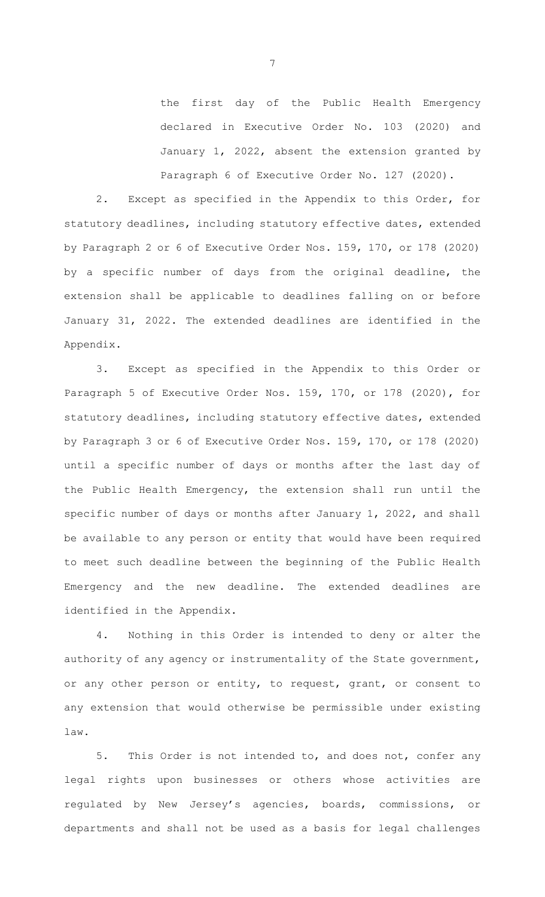the first day of the Public Health Emergency declared in Executive Order No. 103 (2020) and January 1, 2022, absent the extension granted by Paragraph 6 of Executive Order No. 127 (2020).

2. Except as specified in the Appendix to this Order, for statutory deadlines, including statutory effective dates, extended by Paragraph 2 or 6 of Executive Order Nos. 159, 170, or 178 (2020) by a specific number of days from the original deadline, the extension shall be applicable to deadlines falling on or before January 31, 2022. The extended deadlines are identified in the Appendix.

3. Except as specified in the Appendix to this Order or Paragraph 5 of Executive Order Nos. 159, 170, or 178 (2020), for statutory deadlines, including statutory effective dates, extended by Paragraph 3 or 6 of Executive Order Nos. 159, 170, or 178 (2020) until a specific number of days or months after the last day of the Public Health Emergency, the extension shall run until the specific number of days or months after January 1, 2022, and shall be available to any person or entity that would have been required to meet such deadline between the beginning of the Public Health Emergency and the new deadline. The extended deadlines are identified in the Appendix.

4. Nothing in this Order is intended to deny or alter the authority of any agency or instrumentality of the State government, or any other person or entity, to request, grant, or consent to any extension that would otherwise be permissible under existing law.

5. This Order is not intended to, and does not, confer any legal rights upon businesses or others whose activities are regulated by New Jersey's agencies, boards, commissions, or departments and shall not be used as a basis for legal challenges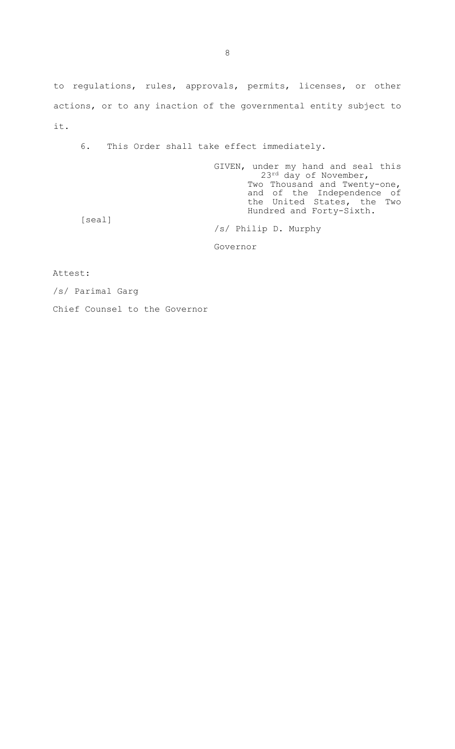to regulations, rules, approvals, permits, licenses, or other actions, or to any inaction of the governmental entity subject to it.

6. This Order shall take effect immediately.

GIVEN, under my hand and seal this 23rd day of November, Two Thousand and Twenty-one, and of the Independence of the United States, the Two Hundred and Forty-Sixth.

[seal]

/s/ Philip D. Murphy

Governor

Attest:

/s/ Parimal Garg

Chief Counsel to the Governor